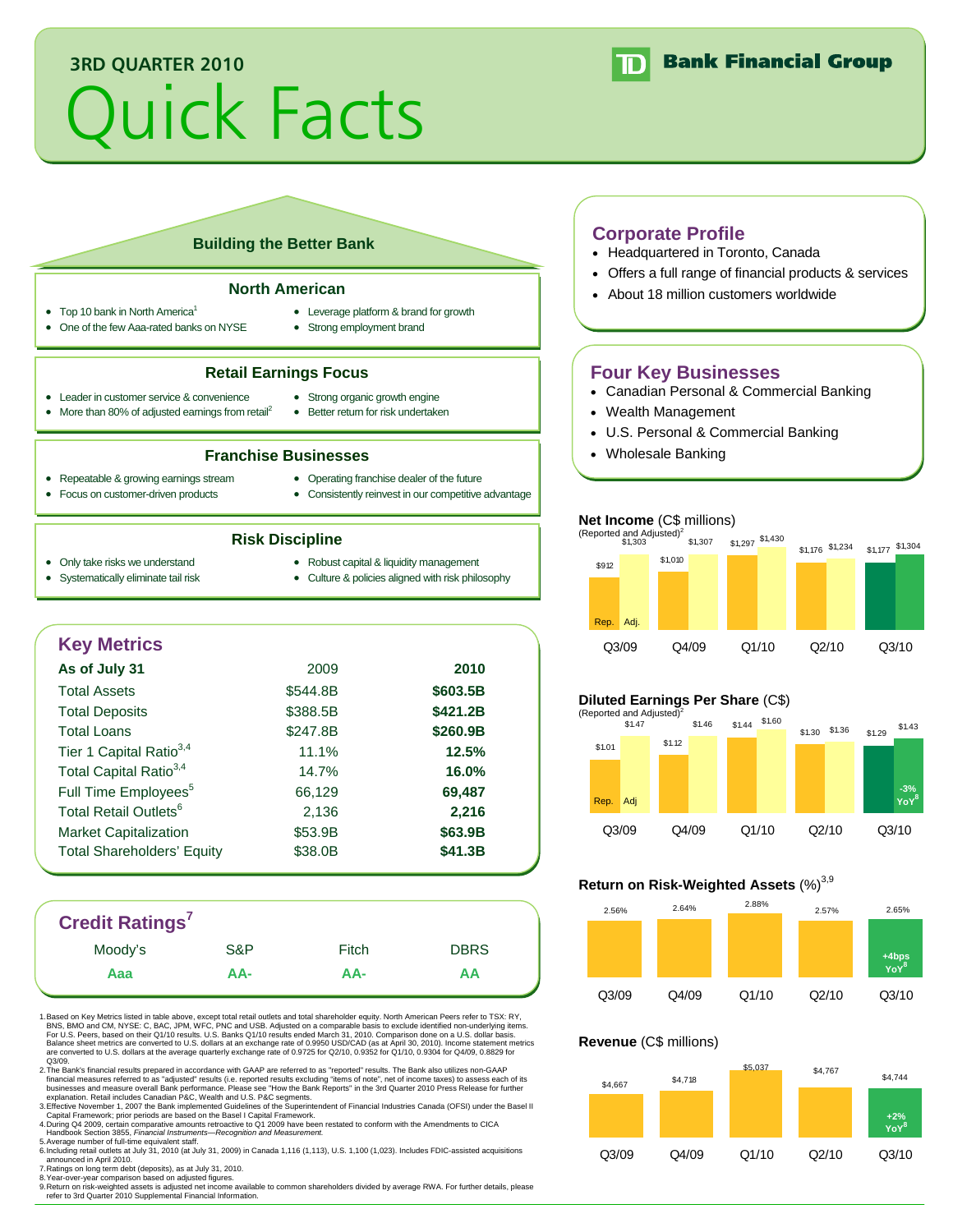## 3RD QUARTER 2010

# Quick Facts

TD Bank Financial Group

## Building the Better Bank

### North American

- Top 10 bank in North America[1]
- One of the few Aaa-rated banks on NYSE
- Leverage platform & brand for growth
- Strong employment brand

### Retail Earnings Focus

- Leader in customer service & convenience
- More than 80% of adjusted earnings from retail[2]
- Strong organic growth engine
- Better return for risk undertaken

### Franchise Businesses

- Repeatable & growing earnings stream
- Focus on customer-driven products
- Operating franchise dealer of the future
- Consistently reinvest in our competitive advantage

### Risk Discipline

- Only take risks we understand
- Systematically eliminate tail risk
- Robust capital & liquidity management
- Culture & policies aligned with risk philosophy

## Key Metrics

| As of July 31 | 2009 | 2010 |
|---|---|---|
| Total Assets | $544.8B | **$603.5B** |
| Total Deposits | $388.5B | **$421.2B** |
| Total Loans | $247.8B | **$260.9B** |
| Tier 1 Capital Ratio[3,4] | 11.1% | **12.5%** |
| Total Capital Ratio[3,4] | 14.7% | **16.0%** |
| Full Time Employees[5] | 66,129 | **69,487** |
| Total Retail Outlets[6] | 2,136 | **2,216** |
| Market Capitalization | $53.9B | **$63.9B** |
| Total Shareholders' Equity | $38.0B | **$41.3B** |

## Credit Ratings[7]

| Moody's | S&P | Fitch | DBRS |
|---|---|---|---|
| Aaa | AA- | AA- | AA |

## Corporate Profile

- Headquartered in Toronto, Canada
- Offers a full range of financial products & services
- About 18 million customers worldwide

## Four Key Businesses

- Canadian Personal & Commercial Banking
- Wealth Management
- U.S. Personal & Commercial Banking
- Wholesale Banking

**Net Income** (C$ millions)
(Reported and Adjusted)[2]

| | Q3/09 | Q4/09 | Q1/10 | Q2/10 | Q3/10 |
|---|---|---|---|---|---|
| Rep. | $912 | $1,010 | $1,297 | $1,176 | $1,177 |
| Adj. | $1,303 | $1,307 | $1,430 | $1,234 | $1,304 |

**Diluted Earnings Per Share** (C$)
(Reported and Adjusted)[2]

| | Q3/09 | Q4/09 | Q1/10 | Q2/10 | Q3/10 |
|---|---|---|---|---|---|
| Rep. | $1.01 | $1.12 | $1.44 | $1.30 | $1.29 |
| Adj | $1.47 | $1.46 | $1.60 | $1.36 | $1.43 (-3% YoY[8]) |

**Return on Risk-Weighted Assets** (%)[3,9]

| Q3/09 | Q4/09 | Q1/10 | Q2/10 | Q3/10 |
|---|---|---|---|---|
| 2.56% | 2.64% | 2.88% | 2.57% | 2.65% (+4bps YoY[8]) |

**Revenue** (C$ millions)

| Q3/09 | Q4/09 | Q1/10 | Q2/10 | Q3/10 |
|---|---|---|---|---|
| $4,667 | $4,718 | $5,037 | $4,767 | $4,744 (+2% YoY[8]) |

1. Based on Key Metrics listed in table above, except total retail outlets and total shareholder equity. North American Peers refer to TSX: RY, BNS, BMO and CM, NYSE: C, BAC, JPM, WFC, PNC and USB. Adjusted on a comparable basis to exclude identified non-underlying items. For U.S. Peers, based on their Q1/10 results. U.S. Banks Q1/10 results ended March 31, 2010. Comparison done on a U.S. dollar basis. Balance sheet metrics are converted to U.S. dollars at an exchange rate of 0.9950 USD/CAD (as at April 30, 2010). Income statement metrics are converted to U.S. dollars at the average quarterly exchange rate of 0.9725 for Q2/10, 0.9352 for Q1/10, 0.9304 for Q4/09, 0.8829 for Q3/09.
2. The Bank's financial results prepared in accordance with GAAP are referred to as "reported" results. The Bank also utilizes non-GAAP financial measures referred to as "adjusted" results (i.e. reported results excluding "items of note", net of income taxes) to assess each of its businesses and measure overall Bank performance. Please see "How the Bank Reports" in the 3rd Quarter 2010 Press Release for further explanation. Retail includes Canadian P&C, Wealth and U.S. P&C segments.
3. Effective November 1, 2007 the Bank implemented Guidelines of the Superintendent of Financial Industries Canada (OFSI) under the Basel II Capital Framework; prior periods are based on the Basel I Capital Framework.
4. During Q4 2009, certain comparative amounts retroactive to Q1 2009 have been restated to conform with the Amendments to CICA Handbook Section 3855, *Financial Instruments—Recognition and Measurement.*
5. Average number of full-time equivalent staff.
6. Including retail outlets at July 31, 2010 (at July 31, 2009) in Canada 1,116 (1,113), U.S. 1,100 (1,023). Includes FDIC-assisted acquisitions announced in April 2010.
7. Ratings on long term debt (deposits), as at July 31, 2010.
8. Year-over-year comparison based on adjusted figures.
9. Return on risk-weighted assets is adjusted net income available to common shareholders divided by average RWA. For further details, please refer to 3rd Quarter 2010 Supplemental Financial Information.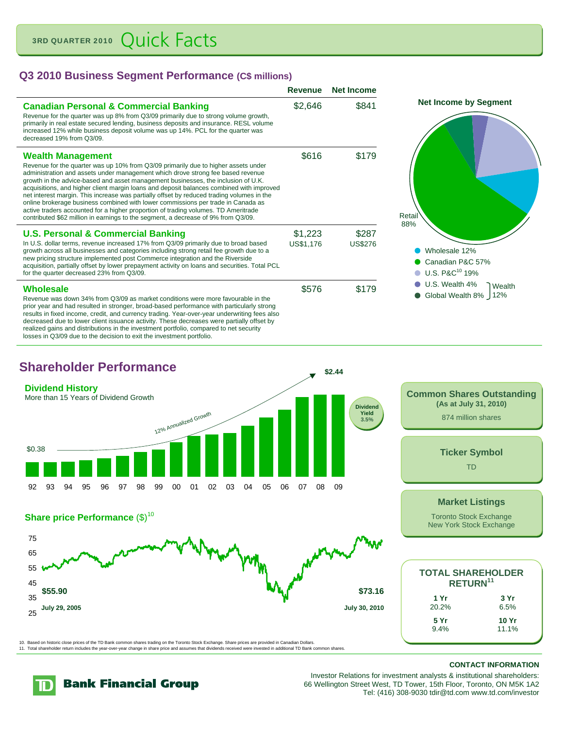# 3RD QUARTER 2010 Quick Facts

## Q3 2010 Business Segment Performance (C$ millions)

| | Revenue | Net Income |
|---|---|---|
| **Canadian Personal & Commercial Banking** | $2,646 | $841 |
| **Wealth Management** | $616 | $179 |
| **U.S. Personal & Commercial Banking** | $1,223<br>US$1,176 | $287<br>US$276 |
| **Wholesale** | $576 | $179 |

### Canadian Personal & Commercial Banking

Revenue for the quarter was up 8% from Q3/09 primarily due to strong volume growth, primarily in real estate secured lending, business deposits and insurance. RESL volume increased 12% while business deposit volume was up 14%. PCL for the quarter was decreased 19% from Q3/09.

### Wealth Management

Revenue for the quarter was up 10% from Q3/09 primarily due to higher assets under administration and assets under management which drove strong fee based revenue growth in the advice-based and asset management businesses, the inclusion of U.K. acquisitions, and higher client margin loans and deposit balances combined with improved net interest margin. This increase was partially offset by reduced trading volumes in the online brokerage business combined with lower commissions per trade in Canada as active traders accounted for a higher proportion of trading volumes. TD Ameritrade contributed $62 million in earnings to the segment, a decrease of 9% from Q3/09.

### U.S. Personal & Commercial Banking

In U.S. dollar terms, revenue increased 17% from Q3/09 primarily due to broad based growth across all businesses and categories including strong retail fee growth due to a new pricing structure implemented post Commerce integration and the Riverside acquisition, partially offset by lower prepayment activity on loans and securities. Total PCL for the quarter decreased 23% from Q3/09.

### Wholesale

Revenue was down 34% from Q3/09 as market conditions were more favourable in the prior year and had resulted in stronger, broad-based performance with particularly strong results in fixed income, credit, and currency trading. Year-over-year underwriting fees also decreased due to lower client issuance activity. These decreases were partially offset by realized gains and distributions in the investment portfolio, compared to net security losses in Q3/09 due to the decision to exit the investment portfolio.

**Net Income by Segment**

Retail 88%

- Wholesale 12%
- Canadian P&C 57%
- U.S. P&C[10] 19%
- U.S. Wealth 4%
- Global Wealth 8%

Wealth 12%

## Shareholder Performance

**Dividend History**

More than 15 Years of Dividend Growth

$2.44

$0.38

12% Annualized Growth

Dividend Yield 3.5%

92 93 94 95 96 97 98 99 00 01 02 03 04 05 06 07 08 09

**Share price Performance ($)[10]**

75
65
55
45
35
25

$55.90
July 29, 2005

$73.16
July 30, 2010

**Common Shares Outstanding**
(As at July 31, 2010)
874 million shares

**Ticker Symbol**
TD

**Market Listings**
Toronto Stock Exchange
New York Stock Exchange

**TOTAL SHAREHOLDER RETURN[11]**

| 1 Yr | 3 Yr |
|---|---|
| 20.2% | 6.5% |
| **5 Yr** | **10 Yr** |
| 9.4% | 11.1% |

10. Based on historic close prices of the TD Bank common shares trading on the Toronto Stock Exchange. Share prices are provided in Canadian Dollars.
11. Total shareholder return includes the year-over-year change in share price and assumes that dividends received were invested in additional TD Bank common shares.

**CONTACT INFORMATION**

Investor Relations for investment analysts & institutional shareholders:
66 Wellington Street West, TD Tower, 15th Floor, Toronto, ON M5K 1A2
Tel: (416) 308-9030 tdir@td.com www.td.com/investor

**Bank Financial Group**